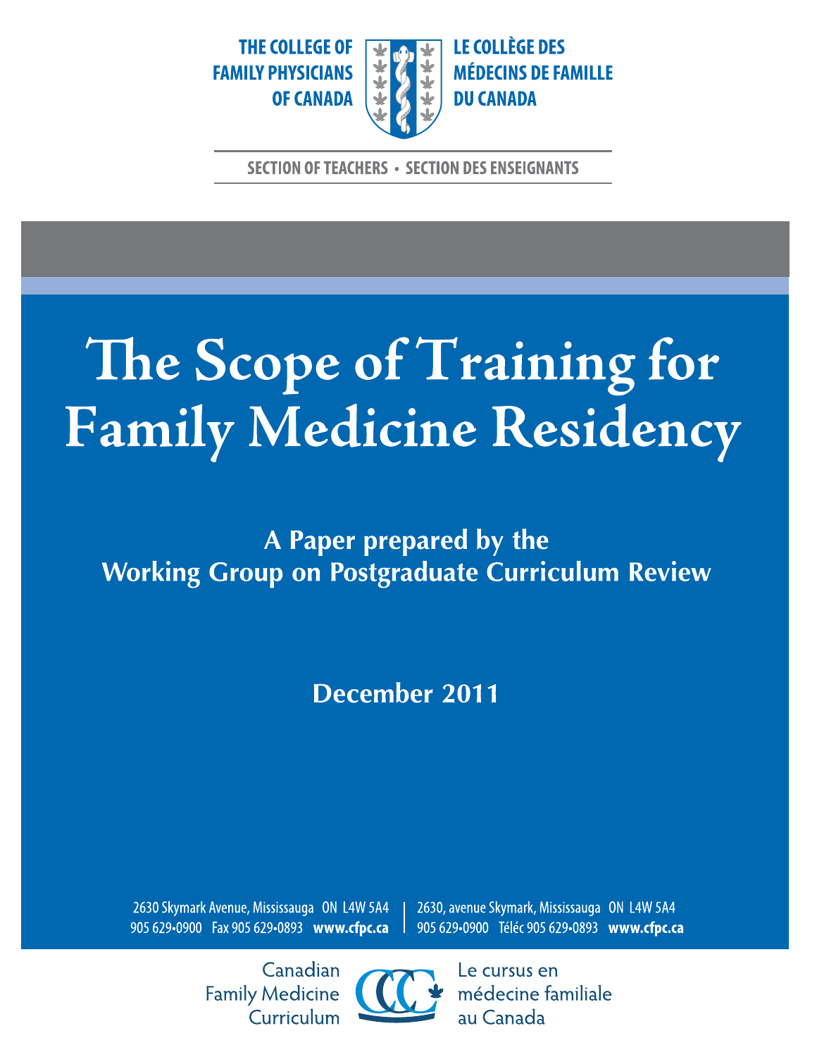THE COLLEGE OF FAMILY PHYSICIANS OF CANADA

LE COLLÈGE DES MÉDECINS DE FAMILLE DU CANADA

SECTION OF TEACHERS • SECTION DES ENSEIGNANTS

# The Scope of Training for Family Medicine Residency

## A Paper prepared by the Working Group on Postgraduate Curriculum Review

**December 2011**

2630 Skymark Avenue, Mississauga ON L4W 5A4
905 629•0900 Fax 905 629•0893 **www.cfpc.ca**

2630, avenue Skymark, Mississauga ON L4W 5A4
905 629•0900 Téléc 905 629•0893 **www.cfpc.ca**

Canadian Family Medicine Curriculum

Le cursus en médecine familiale au Canada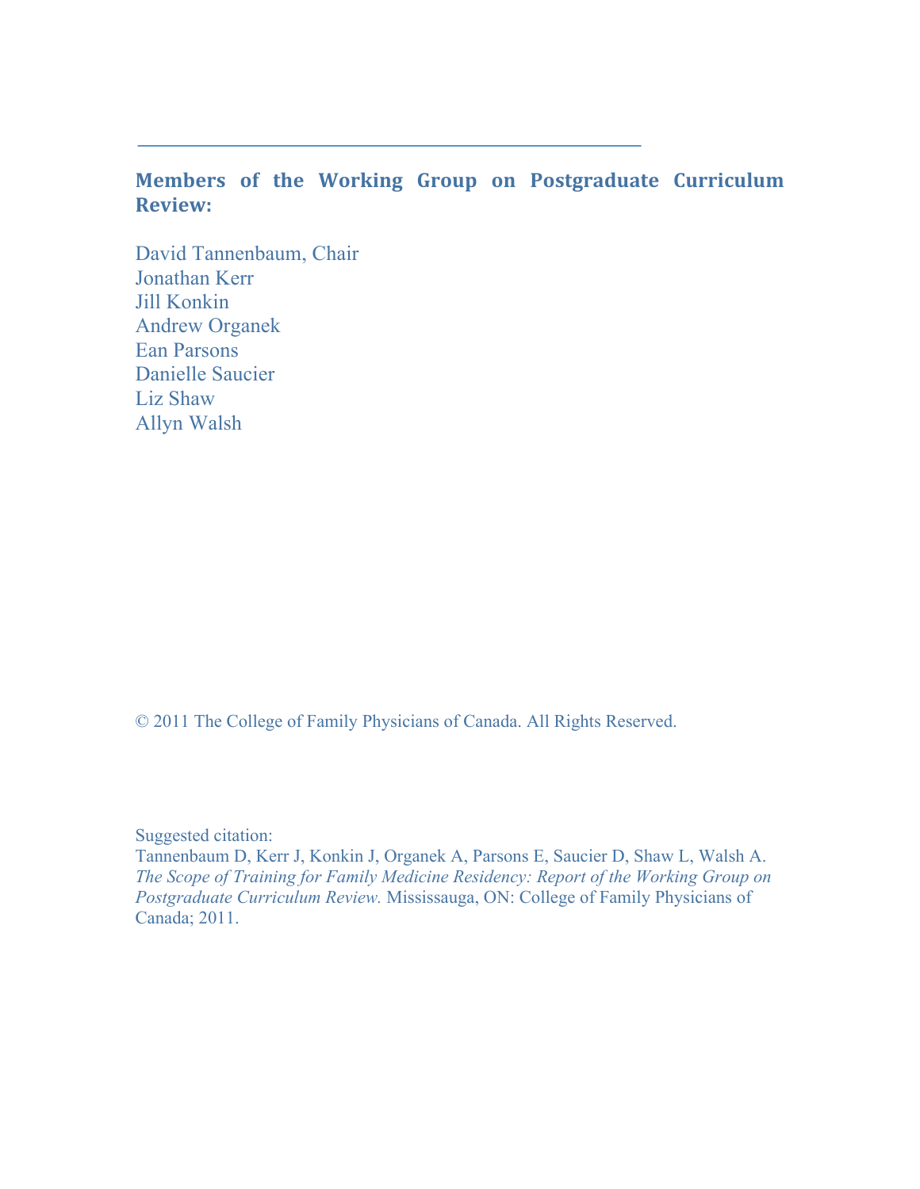---

## Members of the Working Group on Postgraduate Curriculum Review:

David Tannenbaum, Chair
Jonathan Kerr
Jill Konkin
Andrew Organek
Ean Parsons
Danielle Saucier
Liz Shaw
Allyn Walsh

© 2011 The College of Family Physicians of Canada. All Rights Reserved.

Suggested citation:
Tannenbaum D, Kerr J, Konkin J, Organek A, Parsons E, Saucier D, Shaw L, Walsh A. *The Scope of Training for Family Medicine Residency: Report of the Working Group on Postgraduate Curriculum Review.* Mississauga, ON: College of Family Physicians of Canada; 2011.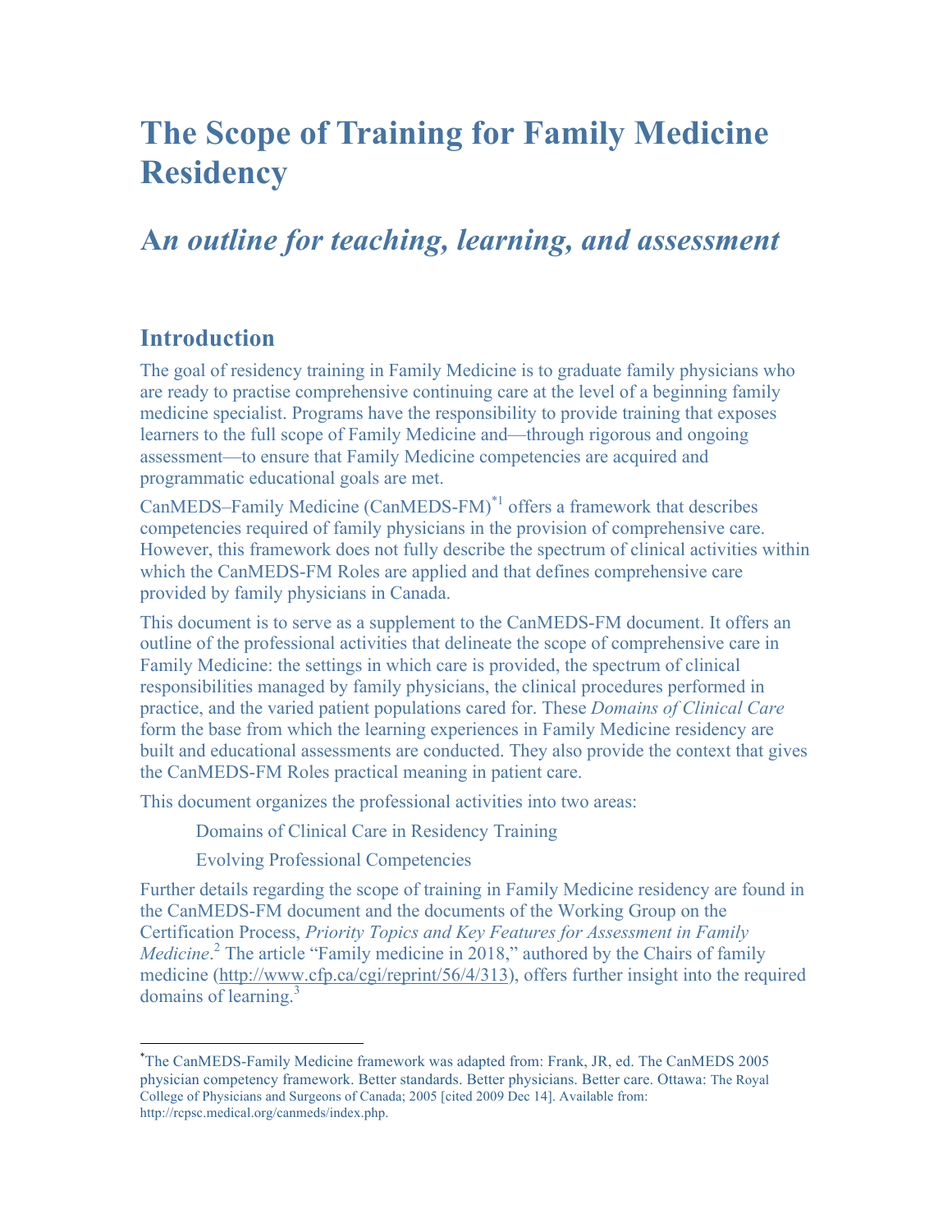# The Scope of Training for Family Medicine Residency

## *An outline for teaching, learning, and assessment*

## Introduction

The goal of residency training in Family Medicine is to graduate family physicians who are ready to practise comprehensive continuing care at the level of a beginning family medicine specialist. Programs have the responsibility to provide training that exposes learners to the full scope of Family Medicine and—through rigorous and ongoing assessment—to ensure that Family Medicine competencies are acquired and programmatic educational goals are met.

CanMEDS–Family Medicine (CanMEDS-FM)[*1] offers a framework that describes competencies required of family physicians in the provision of comprehensive care. However, this framework does not fully describe the spectrum of clinical activities within which the CanMEDS-FM Roles are applied and that defines comprehensive care provided by family physicians in Canada.

This document is to serve as a supplement to the CanMEDS-FM document. It offers an outline of the professional activities that delineate the scope of comprehensive care in Family Medicine: the settings in which care is provided, the spectrum of clinical responsibilities managed by family physicians, the clinical procedures performed in practice, and the varied patient populations cared for. These *Domains of Clinical Care* form the base from which the learning experiences in Family Medicine residency are built and educational assessments are conducted. They also provide the context that gives the CanMEDS-FM Roles practical meaning in patient care.

This document organizes the professional activities into two areas:

Domains of Clinical Care in Residency Training

Evolving Professional Competencies

Further details regarding the scope of training in Family Medicine residency are found in the CanMEDS-FM document and the documents of the Working Group on the Certification Process, *Priority Topics and Key Features for Assessment in Family Medicine*.[2] The article "Family medicine in 2018," authored by the Chairs of family medicine (http://www.cfp.ca/cgi/reprint/56/4/313), offers further insight into the required domains of learning.[3]

---

[*] The CanMEDS-Family Medicine framework was adapted from: Frank, JR, ed. The CanMEDS 2005 physician competency framework. Better standards. Better physicians. Better care. Ottawa: The Royal College of Physicians and Surgeons of Canada; 2005 [cited 2009 Dec 14]. Available from: http://rcpsc.medical.org/canmeds/index.php.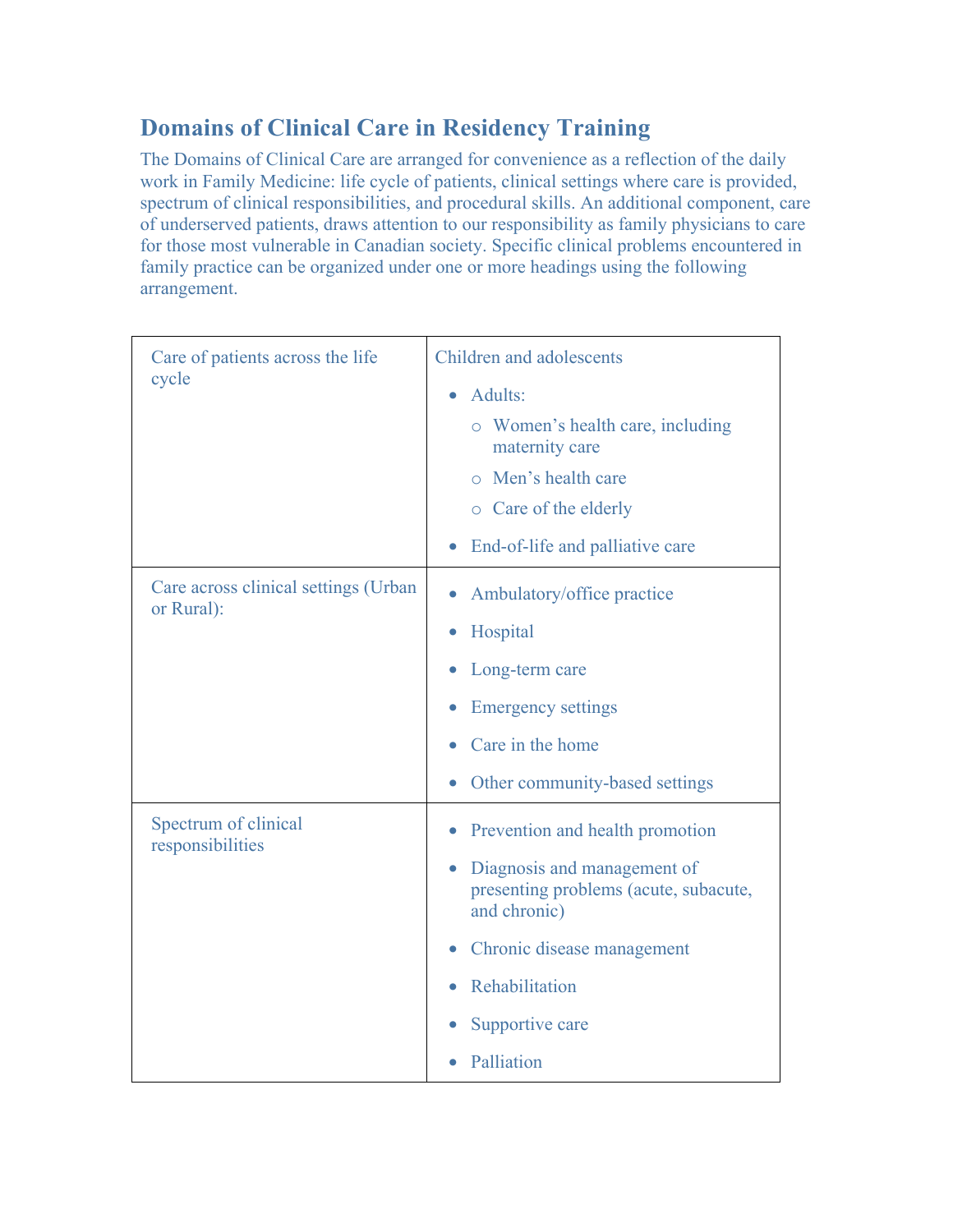## Domains of Clinical Care in Residency Training

The Domains of Clinical Care are arranged for convenience as a reflection of the daily work in Family Medicine: life cycle of patients, clinical settings where care is provided, spectrum of clinical responsibilities, and procedural skills. An additional component, care of underserved patients, draws attention to our responsibility as family physicians to care for those most vulnerable in Canadian society. Specific clinical problems encountered in family practice can be organized under one or more headings using the following arrangement.

| | |
|---|---|
| Care of patients across the life cycle | Children and adolescents<br>• Adults:<br>&nbsp;&nbsp;&nbsp;&nbsp;○ Women's health care, including maternity care<br>&nbsp;&nbsp;&nbsp;&nbsp;○ Men's health care<br>&nbsp;&nbsp;&nbsp;&nbsp;○ Care of the elderly<br>• End-of-life and palliative care |
| Care across clinical settings (Urban or Rural): | • Ambulatory/office practice<br>• Hospital<br>• Long-term care<br>• Emergency settings<br>• Care in the home<br>• Other community-based settings |
| Spectrum of clinical responsibilities | • Prevention and health promotion<br>• Diagnosis and management of presenting problems (acute, subacute, and chronic)<br>• Chronic disease management<br>• Rehabilitation<br>• Supportive care<br>• Palliation |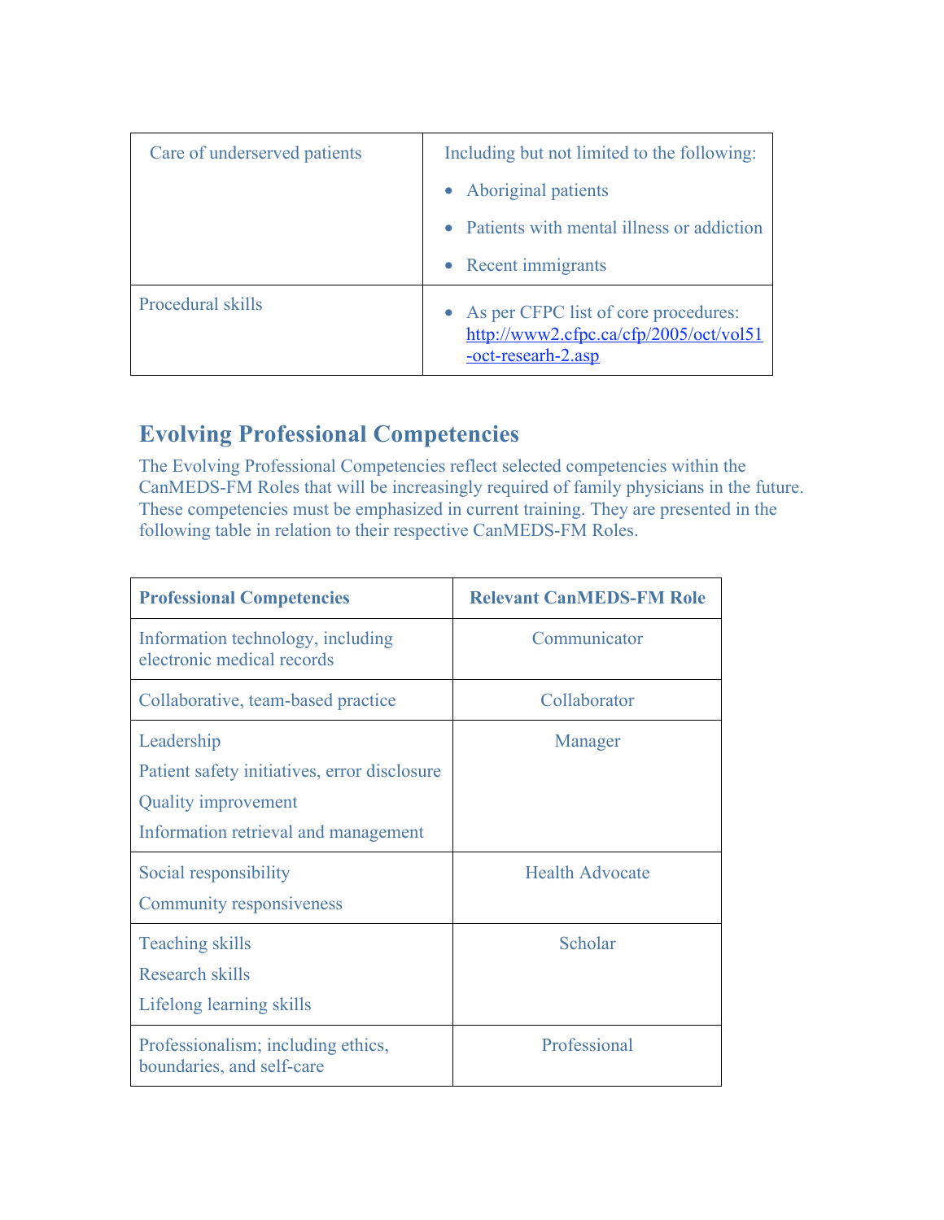| | |
|---|---|
| Care of underserved patients | Including but not limited to the following:<br>• Aboriginal patients<br>• Patients with mental illness or addiction<br>• Recent immigrants |
| Procedural skills | • As per CFPC list of core procedures: [http://www2.cfpc.ca/cfp/2005/oct/vol51-oct-researh-2.asp](http://www2.cfpc.ca/cfp/2005/oct/vol51-oct-researh-2.asp) |

## Evolving Professional Competencies

The Evolving Professional Competencies reflect selected competencies within the CanMEDS-FM Roles that will be increasingly required of family physicians in the future. These competencies must be emphasized in current training. They are presented in the following table in relation to their respective CanMEDS-FM Roles.

| **Professional Competencies** | **Relevant CanMEDS-FM Role** |
|---|---|
| Information technology, including electronic medical records | Communicator |
| Collaborative, team-based practice | Collaborator |
| Leadership<br>Patient safety initiatives, error disclosure<br>Quality improvement<br>Information retrieval and management | Manager |
| Social responsibility<br>Community responsiveness | Health Advocate |
| Teaching skills<br>Research skills<br>Lifelong learning skills | Scholar |
| Professionalism; including ethics, boundaries, and self-care | Professional |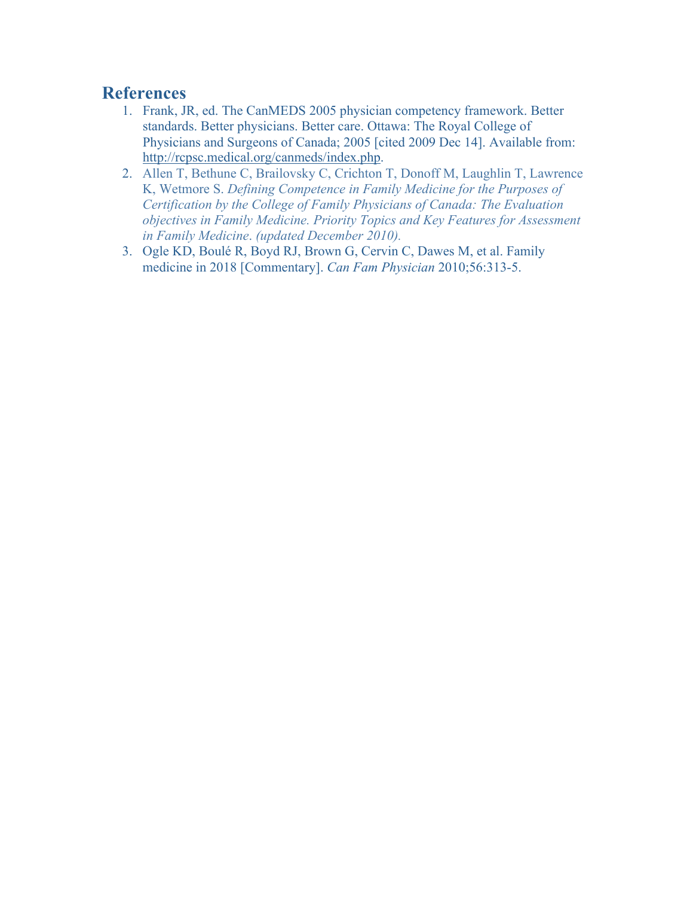## References

1. Frank, JR, ed. The CanMEDS 2005 physician competency framework. Better standards. Better physicians. Better care. Ottawa: The Royal College of Physicians and Surgeons of Canada; 2005 [cited 2009 Dec 14]. Available from: http://rcpsc.medical.org/canmeds/index.php.
2. Allen T, Bethune C, Brailovsky C, Crichton T, Donoff M, Laughlin T, Lawrence K, Wetmore S. *Defining Competence in Family Medicine for the Purposes of Certification by the College of Family Physicians of Canada: The Evaluation objectives in Family Medicine. Priority Topics and Key Features for Assessment in Family Medicine*. *(updated December 2010).*
3. Ogle KD, Boulé R, Boyd RJ, Brown G, Cervin C, Dawes M, et al. Family medicine in 2018 [Commentary]. *Can Fam Physician* 2010;56:313-5.